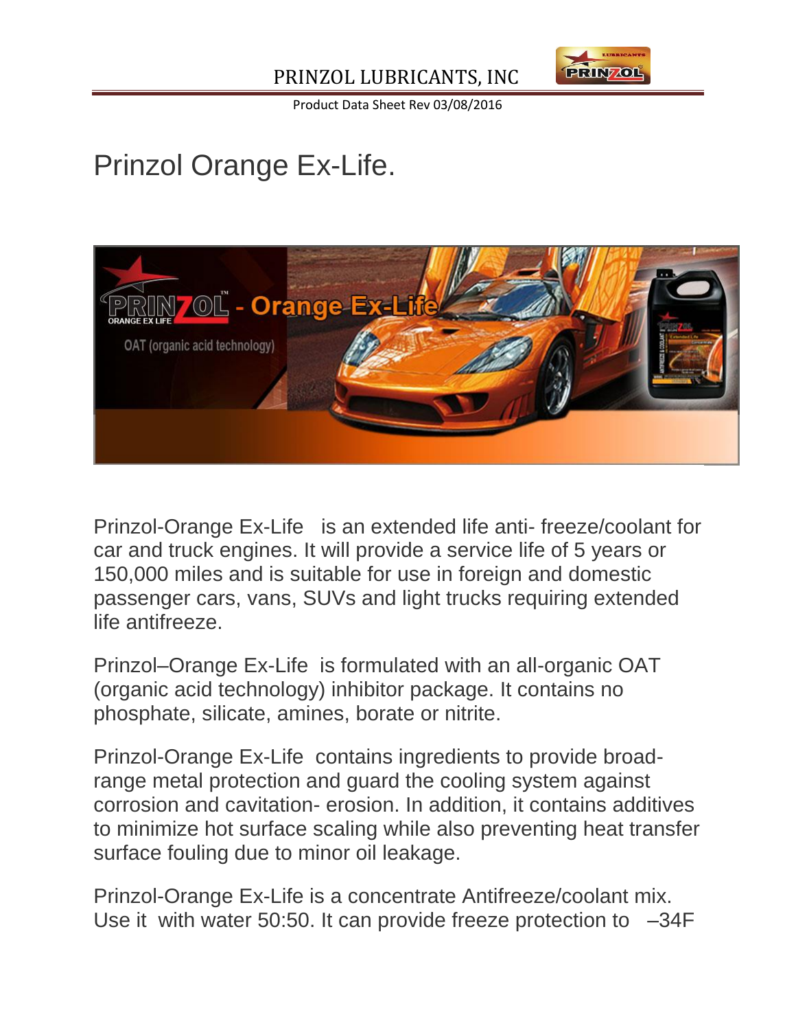# Prinzol Orange Ex-Life.

Prinzol-Orange Ex-Life is an extended life anti- freeze/coolant for car and truck engines. It will provide a service life of 5 years or 150,000 miles and is suitable for use in foreign and domestic passenger cars, vans, SUVs and light trucks requiring extended life antifreeze.

Prinzol–Orange Ex-Life is formulated with an all-organic OAT (organic acid technology) inhibitor package. It contains no phosphate, silicate, amines, borate or nitrite.

Prinzol-Orange Ex-Life contains ingredients to provide broad-range metal protection and guard the cooling system against corrosion and cavitation- erosion. In addition, it contains additives to minimize hot surface scaling while also preventing heat transfer surface fouling due to minor oil leakage.

Prinzol-Orange Ex-Life is a concentrate Antifreeze/coolant mix. Use it with water 50:50. It can provide freeze protection to –34F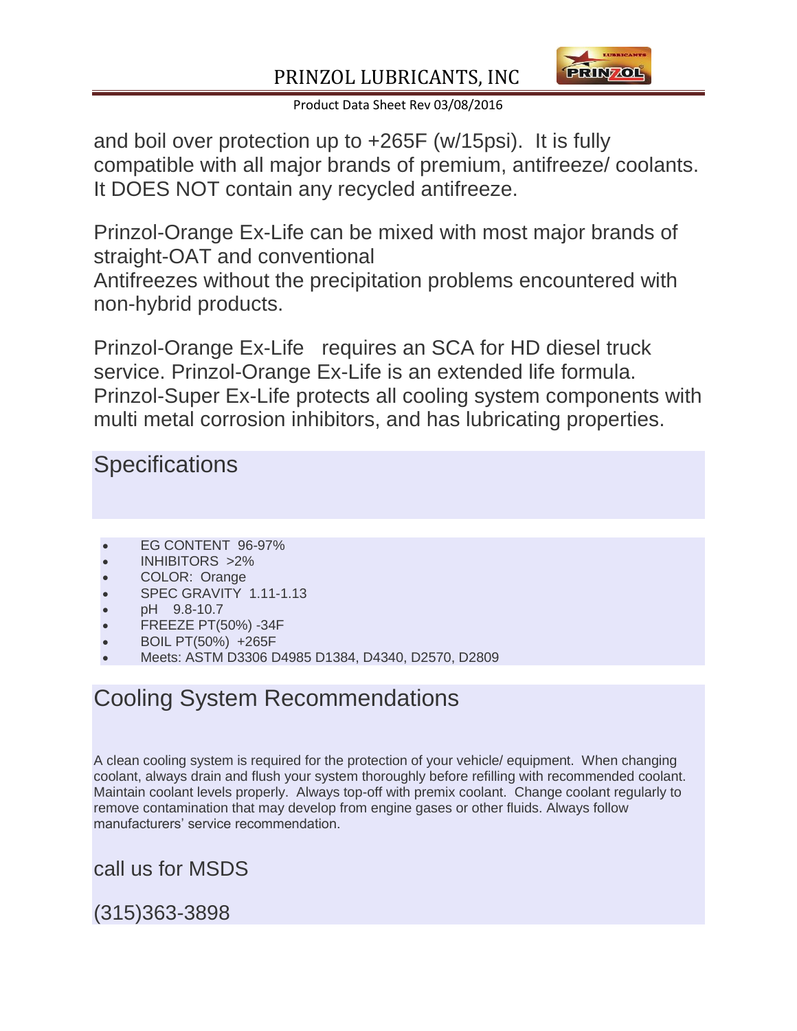and boil over protection up to +265F (w/15psi). It is fully compatible with all major brands of premium, antifreeze/ coolants. It DOES NOT contain any recycled antifreeze.

Prinzol-Orange Ex-Life can be mixed with most major brands of straight-OAT and conventional
Antifreezes without the precipitation problems encountered with non-hybrid products.

Prinzol-Orange Ex-Life requires an SCA for HD diesel truck service. Prinzol-Orange Ex-Life is an extended life formula. Prinzol-Super Ex-Life protects all cooling system components with multi metal corrosion inhibitors, and has lubricating properties.

## Specifications

- EG CONTENT 96-97%
- INHIBITORS >2%
- COLOR: Orange
- SPEC GRAVITY 1.11-1.13
- pH 9.8-10.7
- FREEZE PT(50%) -34F
- BOIL PT(50%) +265F
- Meets: ASTM D3306 D4985 D1384, D4340, D2570, D2809

## Cooling System Recommendations

A clean cooling system is required for the protection of your vehicle/ equipment. When changing coolant, always drain and flush your system thoroughly before refilling with recommended coolant. Maintain coolant levels properly. Always top-off with premix coolant. Change coolant regularly to remove contamination that may develop from engine gases or other fluids. Always follow manufacturers' service recommendation.

call us for MSDS

(315)363-3898